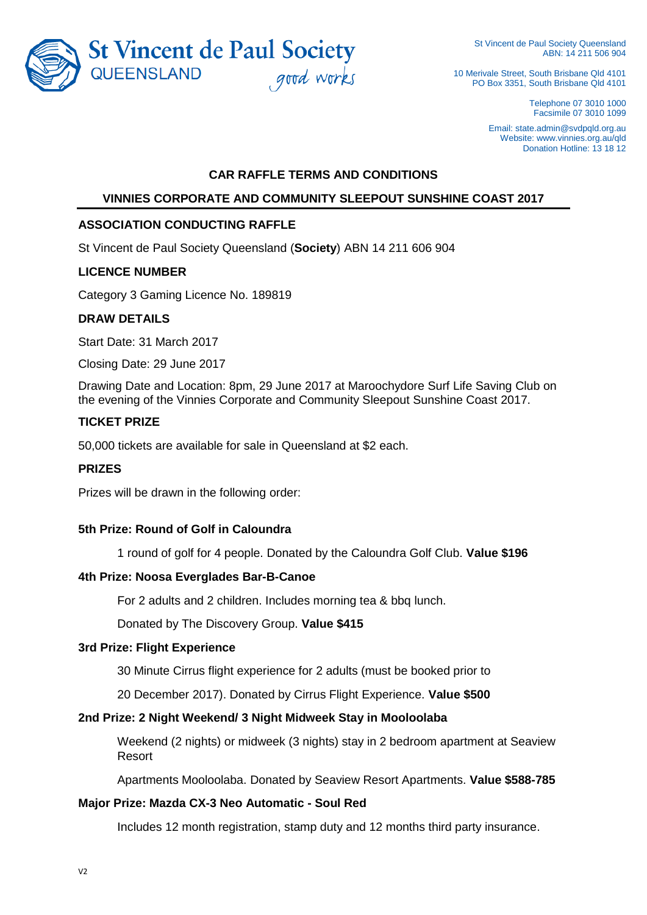St Vincent de Paul Society
QUEENSLAND
good works

St Vincent de Paul Society Queensland
ABN: 14 211 506 904

10 Merivale Street, South Brisbane Qld 4101
PO Box 3351, South Brisbane Qld 4101

Telephone 07 3010 1000
Facsimile 07 3010 1099

Email: state.admin@svdpqld.org.au
Website: www.vinnies.org.au/qld
Donation Hotline: 13 18 12

# CAR RAFFLE TERMS AND CONDITIONS

## VINNIES CORPORATE AND COMMUNITY SLEEPOUT SUNSHINE COAST 2017

### ASSOCIATION CONDUCTING RAFFLE

St Vincent de Paul Society Queensland (**Society**) ABN 14 211 606 904

### LICENCE NUMBER

Category 3 Gaming Licence No. 189819

### DRAW DETAILS

Start Date: 31 March 2017

Closing Date: 29 June 2017

Drawing Date and Location: 8pm, 29 June 2017 at Maroochydore Surf Life Saving Club on the evening of the Vinnies Corporate and Community Sleepout Sunshine Coast 2017.

### TICKET PRIZE

50,000 tickets are available for sale in Queensland at $2 each.

### PRIZES

Prizes will be drawn in the following order:

**5th Prize: Round of Golf in Caloundra**

1 round of golf for 4 people. Donated by the Caloundra Golf Club. **Value $196**

**4th Prize: Noosa Everglades Bar-B-Canoe**

For 2 adults and 2 children. Includes morning tea & bbq lunch.

Donated by The Discovery Group. **Value $415**

**3rd Prize: Flight Experience**

30 Minute Cirrus flight experience for 2 adults (must be booked prior to

20 December 2017). Donated by Cirrus Flight Experience. **Value $500**

**2nd Prize: 2 Night Weekend/ 3 Night Midweek Stay in Mooloolaba**

Weekend (2 nights) or midweek (3 nights) stay in 2 bedroom apartment at Seaview Resort

Apartments Mooloolaba. Donated by Seaview Resort Apartments. **Value $588-785**

**Major Prize: Mazda CX-3 Neo Automatic - Soul Red**

Includes 12 month registration, stamp duty and 12 months third party insurance.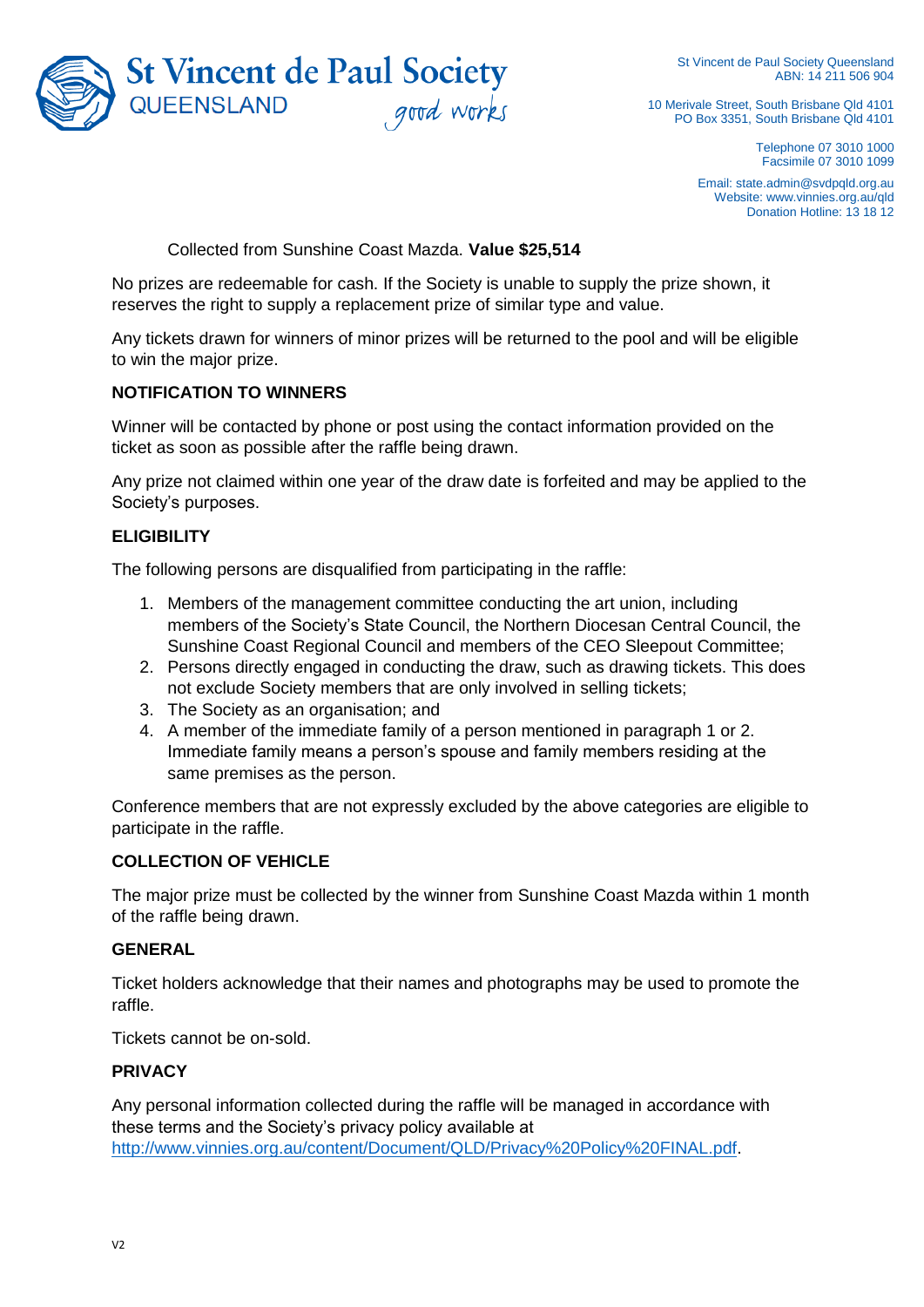Collected from Sunshine Coast Mazda. **Value $25,514**

No prizes are redeemable for cash. If the Society is unable to supply the prize shown, it reserves the right to supply a replacement prize of similar type and value.

Any tickets drawn for winners of minor prizes will be returned to the pool and will be eligible to win the major prize.

**NOTIFICATION TO WINNERS**

Winner will be contacted by phone or post using the contact information provided on the ticket as soon as possible after the raffle being drawn.

Any prize not claimed within one year of the draw date is forfeited and may be applied to the Society's purposes.

**ELIGIBILITY**

The following persons are disqualified from participating in the raffle:

1. Members of the management committee conducting the art union, including members of the Society's State Council, the Northern Diocesan Central Council, the Sunshine Coast Regional Council and members of the CEO Sleepout Committee;
2. Persons directly engaged in conducting the draw, such as drawing tickets. This does not exclude Society members that are only involved in selling tickets;
3. The Society as an organisation; and
4. A member of the immediate family of a person mentioned in paragraph 1 or 2. Immediate family means a person's spouse and family members residing at the same premises as the person.

Conference members that are not expressly excluded by the above categories are eligible to participate in the raffle.

**COLLECTION OF VEHICLE**

The major prize must be collected by the winner from Sunshine Coast Mazda within 1 month of the raffle being drawn.

**GENERAL**

Ticket holders acknowledge that their names and photographs may be used to promote the raffle.

Tickets cannot be on-sold.

**PRIVACY**

Any personal information collected during the raffle will be managed in accordance with these terms and the Society's privacy policy available at [http://www.vinnies.org.au/content/Document/QLD/Privacy%20Policy%20FINAL.pdf](http://www.vinnies.org.au/content/Document/QLD/Privacy%20Policy%20FINAL.pdf).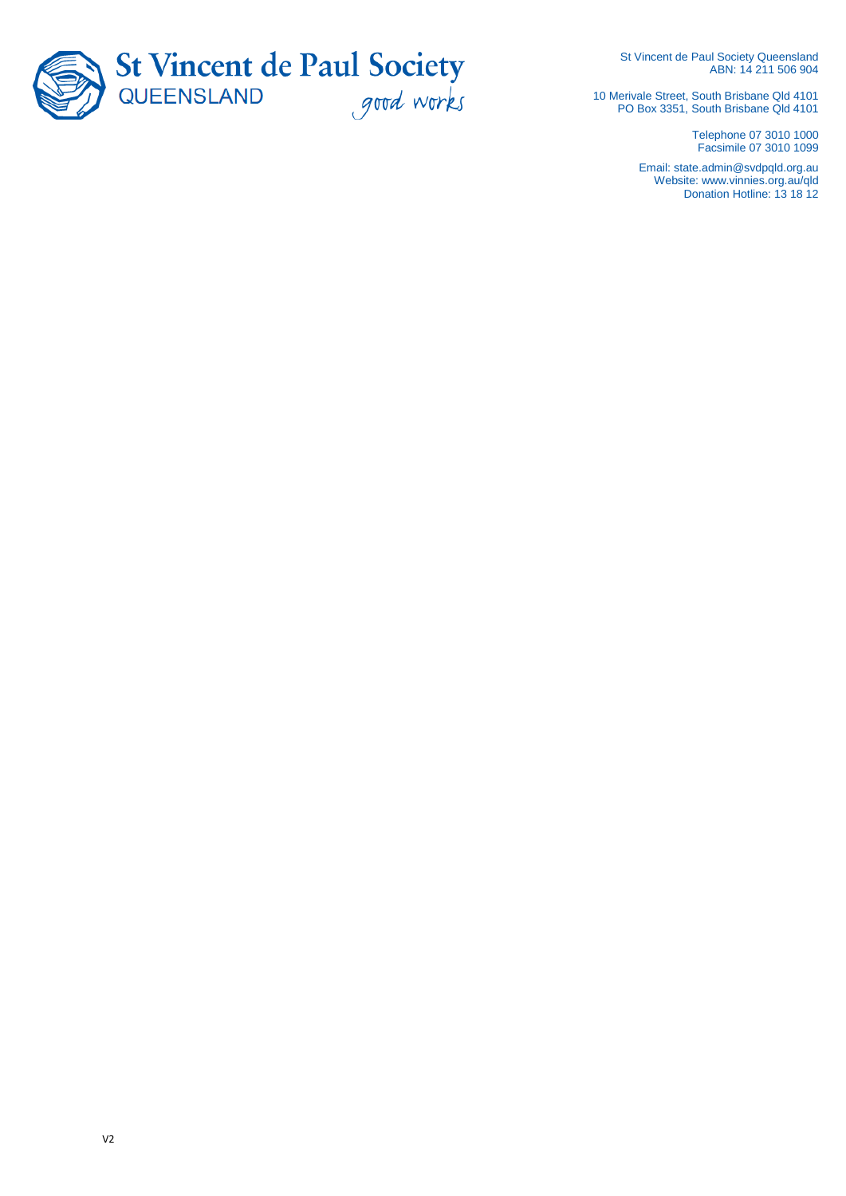**St Vincent de Paul Society**
QUEENSLAND
*good works*

St Vincent de Paul Society Queensland
ABN: 14 211 506 904

10 Merivale Street, South Brisbane Qld 4101
PO Box 3351, South Brisbane Qld 4101

Telephone 07 3010 1000
Facsimile 07 3010 1099

Email: state.admin@svdpqld.org.au
Website: www.vinnies.org.au/qld
Donation Hotline: 13 18 12

V2